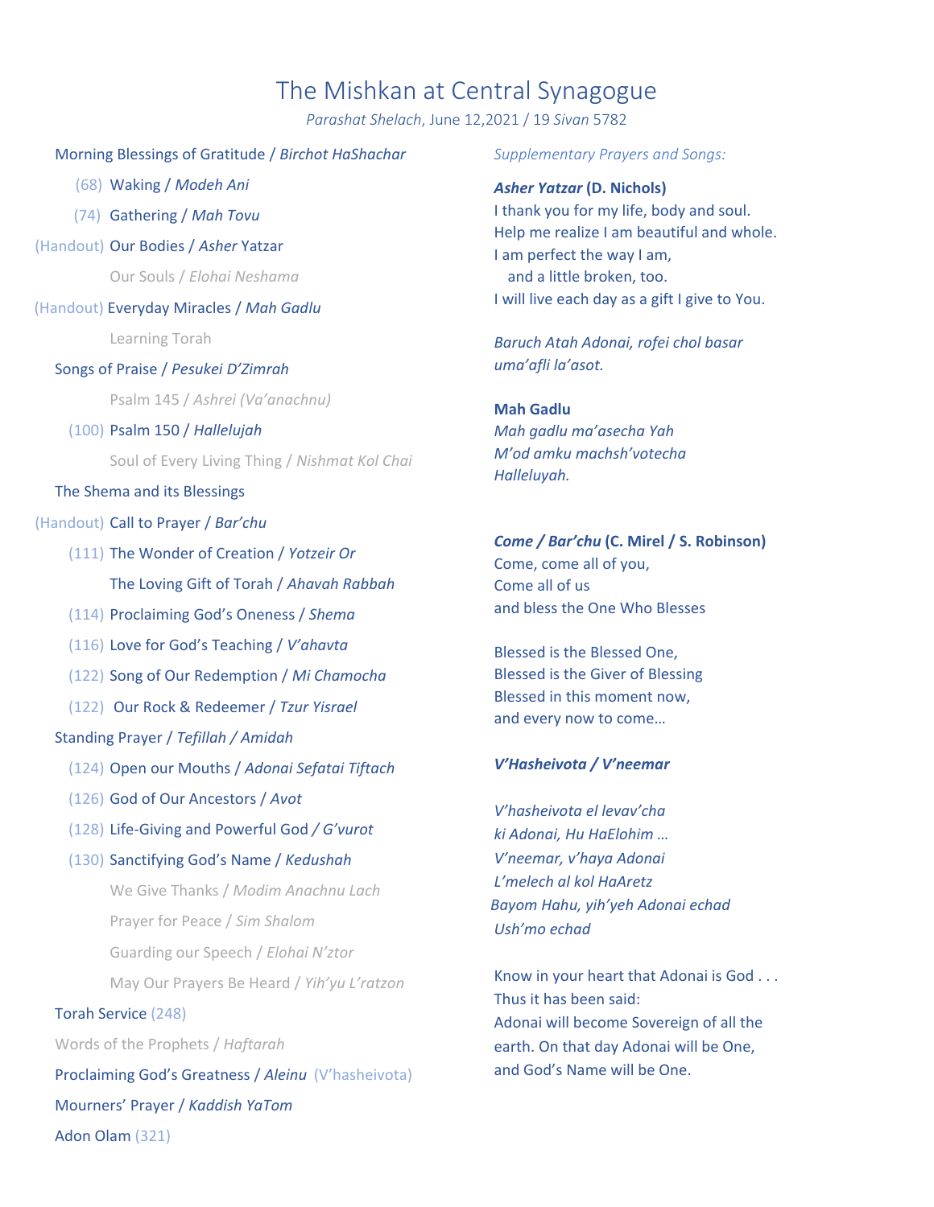# The Mishkan at Central Synagogue

*Parashat Shelach*, June 12,2021 / 19 *Sivan* 5782

Morning Blessings of Gratitude / *Birchot HaShachar*

- (68) Waking / *Modeh Ani*
- (74) Gathering / *Mah Tovu*
- (Handout) Our Bodies / *Asher* Yatzar
- Our Souls / *Elohai Neshama*
- (Handout) Everyday Miracles / *Mah Gadlu*
- Learning Torah

Songs of Praise / *Pesukei D'Zimrah*

- Psalm 145 / *Ashrei (Va'anachnu)*
- (100) Psalm 150 / *Hallelujah*
- Soul of Every Living Thing / *Nishmat Kol Chai*

The Shema and its Blessings

- (Handout) Call to Prayer / *Bar'chu*
- (111) The Wonder of Creation / *Yotzeir Or*
- The Loving Gift of Torah / *Ahavah Rabbah*
- (114) Proclaiming God's Oneness / *Shema*
- (116) Love for God's Teaching / *V'ahavta*
- (122) Song of Our Redemption / *Mi Chamocha*
- (122) Our Rock & Redeemer / *Tzur Yisrael*

Standing Prayer / *Tefillah / Amidah*

- (124) Open our Mouths / *Adonai Sefatai Tiftach*
- (126) God of Our Ancestors / *Avot*
- (128) Life-Giving and Powerful God */ G'vurot*
- (130) Sanctifying God's Name / *Kedushah*
- We Give Thanks / *Modim Anachnu Lach*
- Prayer for Peace / *Sim Shalom*
- Guarding our Speech / *Elohai N'ztor*
- May Our Prayers Be Heard / *Yih'yu L'ratzon*

Torah Service (248)

Words of the Prophets / *Haftarah*

Proclaiming God's Greatness / *Aleinu* (V'hasheivota)

Mourners' Prayer / *Kaddish YaTom*

Adon Olam (321)

*Supplementary Prayers and Songs:*

***Asher Yatzar* (D. Nichols)**

I thank you for my life, body and soul.
Help me realize I am beautiful and whole.
I am perfect the way I am,
and a little broken, too.
I will live each day as a gift I give to You.

*Baruch Atah Adonai, rofei chol basar*
*uma'afli la'asot.*

**Mah Gadlu**

*Mah gadlu ma'asecha Yah*
*M'od amku machsh'votecha*
*Halleluyah.*

***Come / Bar'chu* (C. Mirel / S. Robinson)**

Come, come all of you,
Come all of us
and bless the One Who Blesses

Blessed is the Blessed One,
Blessed is the Giver of Blessing
Blessed in this moment now,
and every now to come…

***V'Hasheivota / V'neemar***

*V'hasheivota el levav'cha*
*ki Adonai, Hu HaElohim …*
*V'neemar, v'haya Adonai*
*L'melech al kol HaAretz*
*Bayom Hahu, yih'yeh Adonai echad*
*Ush'mo echad*

Know in your heart that Adonai is God . . .
Thus it has been said:
Adonai will become Sovereign of all the earth. On that day Adonai will be One, and God's Name will be One.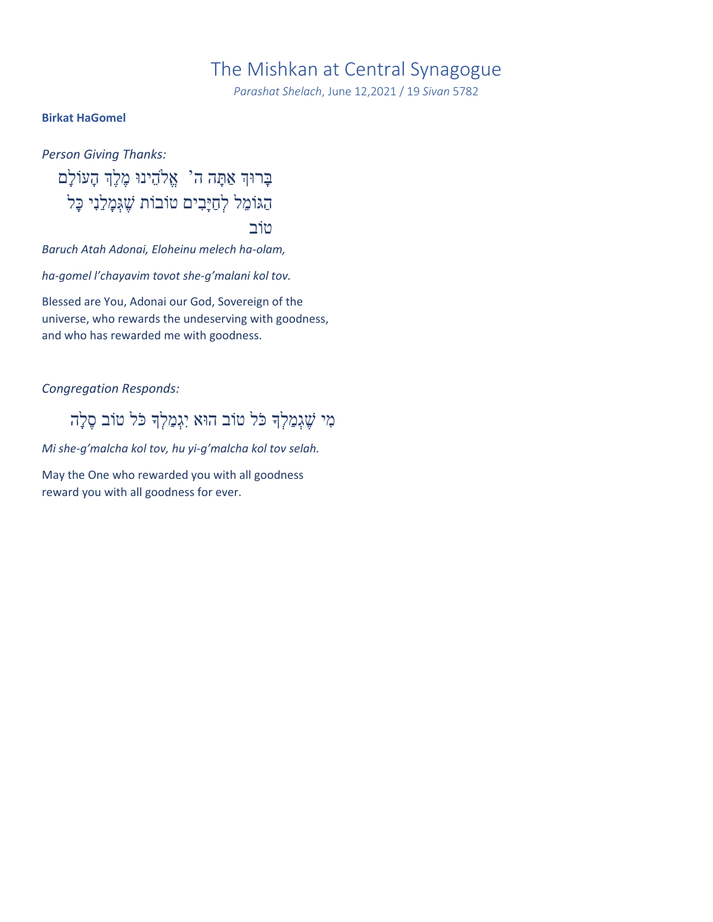# The Mishkan at Central Synagogue

*Parashat Shelach*, June 12,2021 / 19 *Sivan* 5782

**Birkat HaGomel**

*Person Giving Thanks:*

בָּרוּךְ אַתָּה ה׳ אֱלֹהֵינוּ מֶלֶךְ הָעוֹלָם
הַגּוֹמֵל לְחַיָּבִים טוֹבוֹת שֶׁגְּמָלַנִי כָּל
טוֹב

*Baruch Atah Adonai, Eloheinu melech ha-olam,*

*ha-gomel l'chayavim tovot she-g'malani kol tov.*

Blessed are You, Adonai our God, Sovereign of the universe, who rewards the undeserving with goodness, and who has rewarded me with goodness.

*Congregation Responds:*

מִי שֶׁגְּמָלְךָ כֹּל טוֹב הוּא יִגְמָלְךָ כֹּל טוֹב סֶלָה

*Mi she-g'malcha kol tov, hu yi-g'malcha kol tov selah.*

May the One who rewarded you with all goodness reward you with all goodness for ever.